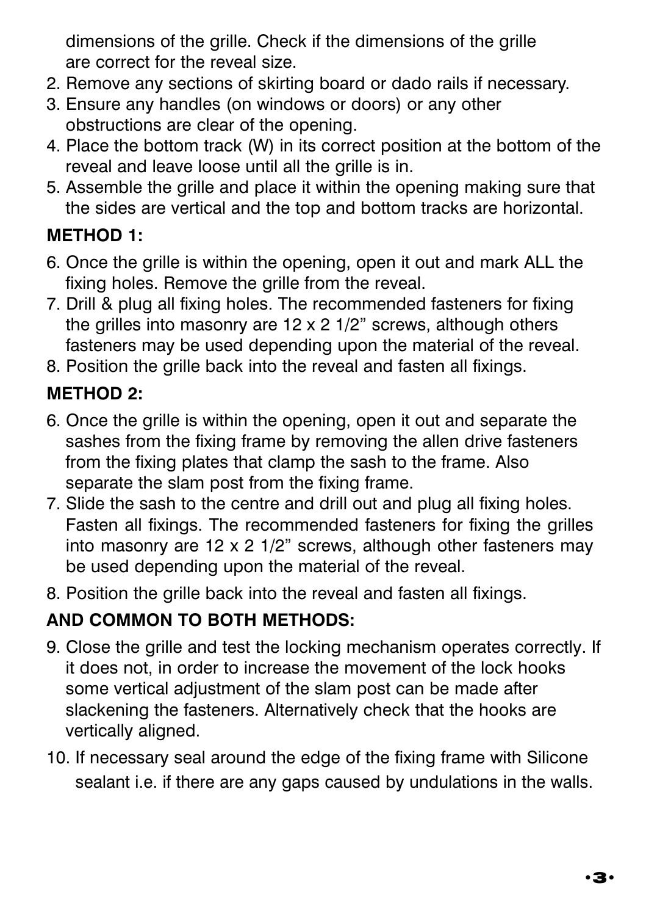dimensions of the grille. Check if the dimensions of the grille are correct for the reveal size.

2. Remove any sections of skirting board or dado rails if necessary.
3. Ensure any handles (on windows or doors) or any other obstructions are clear of the opening.
4. Place the bottom track (W) in its correct position at the bottom of the reveal and leave loose until all the grille is in.
5. Assemble the grille and place it within the opening making sure that the sides are vertical and the top and bottom tracks are horizontal.

**METHOD 1:**

6. Once the grille is within the opening, open it out and mark ALL the fixing holes. Remove the grille from the reveal.
7. Drill & plug all fixing holes. The recommended fasteners for fixing the grilles into masonry are 12 x 2 1/2" screws, although others fasteners may be used depending upon the material of the reveal.
8. Position the grille back into the reveal and fasten all fixings.

**METHOD 2:**

6. Once the grille is within the opening, open it out and separate the sashes from the fixing frame by removing the allen drive fasteners from the fixing plates that clamp the sash to the frame. Also separate the slam post from the fixing frame.
7. Slide the sash to the centre and drill out and plug all fixing holes. Fasten all fixings. The recommended fasteners for fixing the grilles into masonry are 12 x 2 1/2" screws, although other fasteners may be used depending upon the material of the reveal.
8. Position the grille back into the reveal and fasten all fixings.

**AND COMMON TO BOTH METHODS:**

9. Close the grille and test the locking mechanism operates correctly. If it does not, in order to increase the movement of the lock hooks some vertical adjustment of the slam post can be made after slackening the fasteners. Alternatively check that the hooks are vertically aligned.
10. If necessary seal around the edge of the fixing frame with Silicone sealant i.e. if there are any gaps caused by undulations in the walls.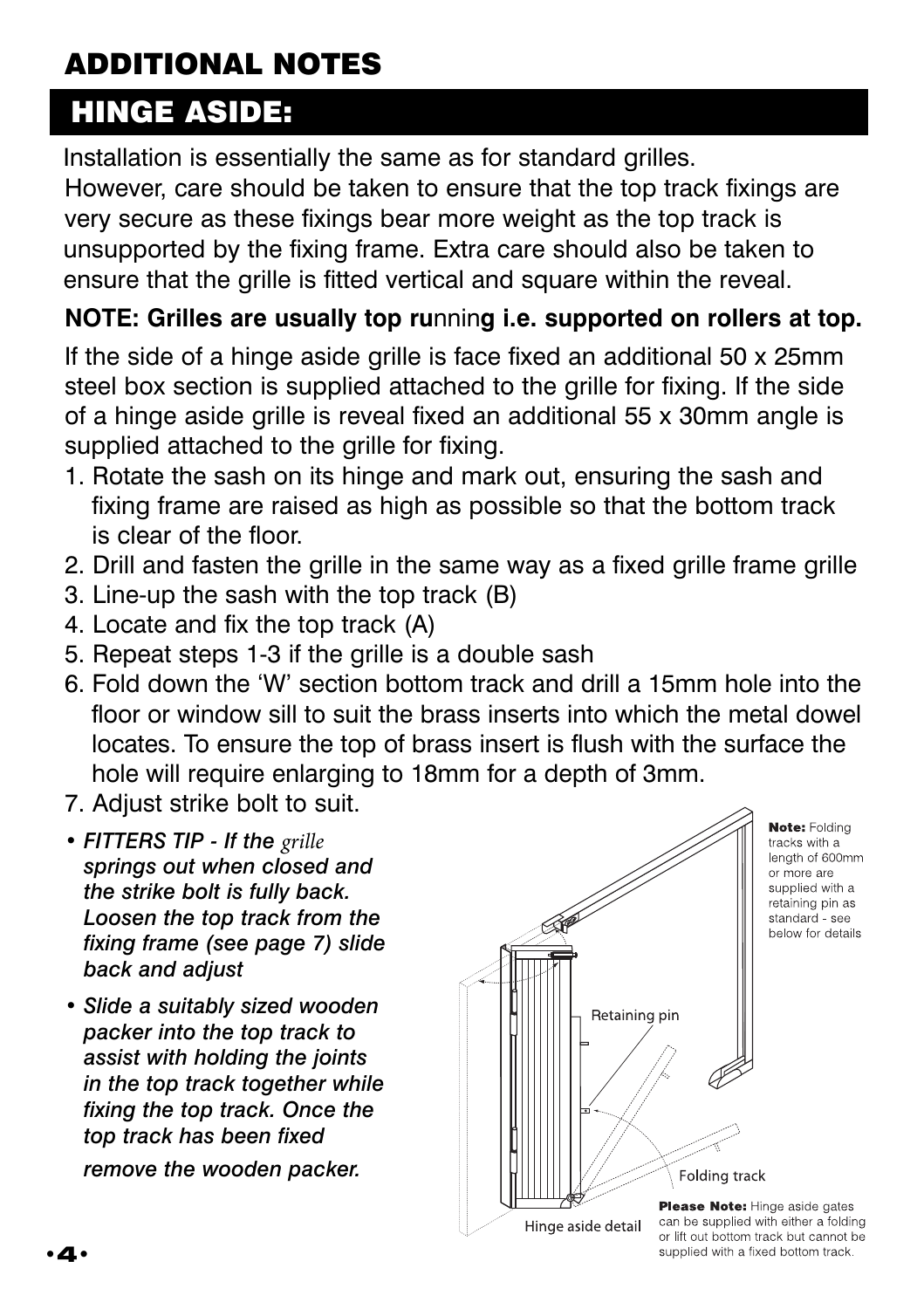# ADDITIONAL NOTES

## HINGE ASIDE:

Installation is essentially the same as for standard grilles. However, care should be taken to ensure that the top track fixings are very secure as these fixings bear more weight as the top track is unsupported by the fixing frame. Extra care should also be taken to ensure that the grille is fitted vertical and square within the reveal.

**NOTE: Grilles are usually top running i.e. supported on rollers at top.**

If the side of a hinge aside grille is face fixed an additional 50 x 25mm steel box section is supplied attached to the grille for fixing. If the side of a hinge aside grille is reveal fixed an additional 55 x 30mm angle is supplied attached to the grille for fixing.

1. Rotate the sash on its hinge and mark out, ensuring the sash and fixing frame are raised as high as possible so that the bottom track is clear of the floor.
2. Drill and fasten the grille in the same way as a fixed grille frame grille
3. Line-up the sash with the top track (B)
4. Locate and fix the top track (A)
5. Repeat steps 1-3 if the grille is a double sash
6. Fold down the 'W' section bottom track and drill a 15mm hole into the floor or window sill to suit the brass inserts into which the metal dowel locates. To ensure the top of brass insert is flush with the surface the hole will require enlarging to 18mm for a depth of 3mm.
7. Adjust strike bolt to suit.

- *FITTERS TIP - If the grille springs out when closed and the strike bolt is fully back. Loosen the top track from the fixing frame (see page 7) slide back and adjust*
- *Slide a suitably sized wooden packer into the top track to assist with holding the joints in the top track together while fixing the top track. Once the top track has been fixed remove the wooden packer.*

**Note:** Folding tracks with a length of 600mm or more are supplied with a retaining pin as standard - see below for details

Retaining pin

Folding track

Hinge aside detail

**Please Note:** Hinge aside gates can be supplied with either a folding or lift out bottom track but cannot be supplied with a fixed bottom track.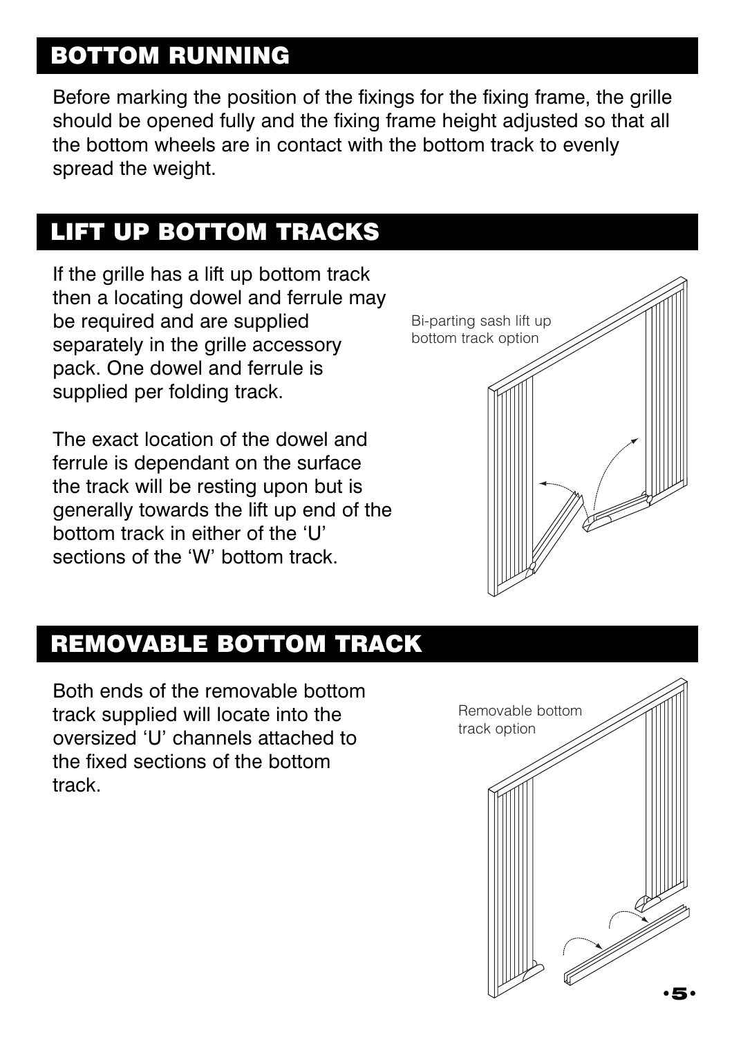## BOTTOM RUNNING

Before marking the position of the fixings for the fixing frame, the grille should be opened fully and the fixing frame height adjusted so that all the bottom wheels are in contact with the bottom track to evenly spread the weight.

## LIFT UP BOTTOM TRACKS

If the grille has a lift up bottom track then a locating dowel and ferrule may be required and are supplied separately in the grille accessory pack. One dowel and ferrule is supplied per folding track.

The exact location of the dowel and ferrule is dependant on the surface the track will be resting upon but is generally towards the lift up end of the bottom track in either of the 'U' sections of the 'W' bottom track.

Bi-parting sash lift up bottom track option

## REMOVABLE BOTTOM TRACK

Both ends of the removable bottom track supplied will locate into the oversized 'U' channels attached to the fixed sections of the bottom track.

Removable bottom track option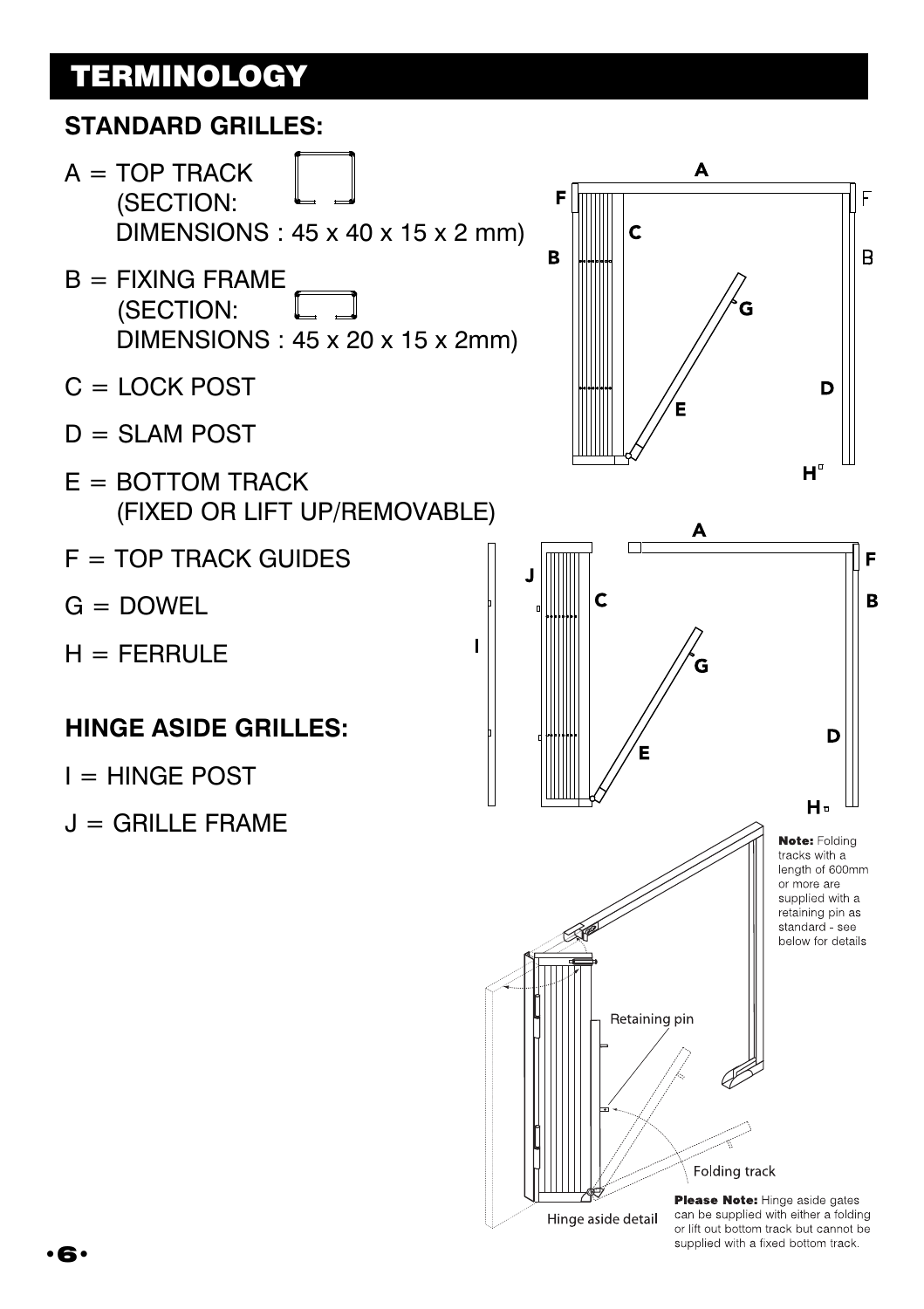# TERMINOLOGY

## STANDARD GRILLES:

A = TOP TRACK
(SECTION:
DIMENSIONS : 45 x 40 x 15 x 2 mm)

B = FIXING FRAME
(SECTION:
DIMENSIONS : 45 x 20 x 15 x 2mm)

C = LOCK POST

D = SLAM POST

E = BOTTOM TRACK
(FIXED OR LIFT UP/REMOVABLE)

F = TOP TRACK GUIDES

G = DOWEL

H = FERRULE

## HINGE ASIDE GRILLES:

I = HINGE POST

J = GRILLE FRAME

**Note:** Folding tracks with a length of 600mm or more are supplied with a retaining pin as standard - see below for details

Retaining pin

Folding track

Hinge aside detail

**Please Note:** Hinge aside gates can be supplied with either a folding or lift out bottom track but cannot be supplied with a fixed bottom track.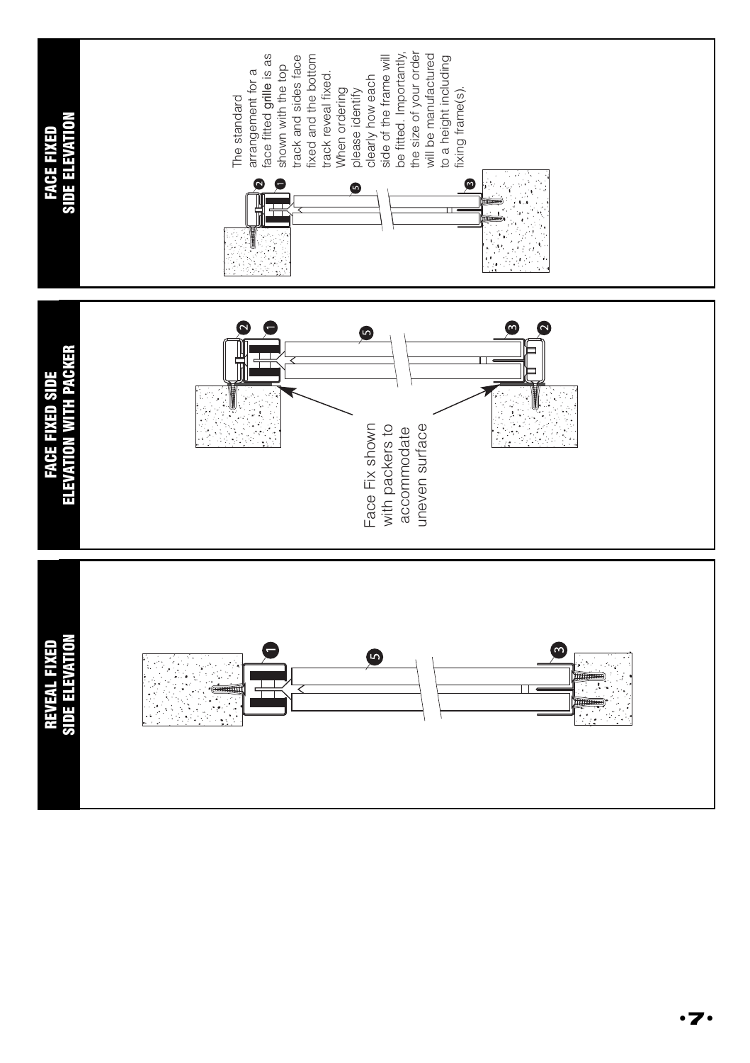## FACE FIXED SIDE ELEVATION

1
2
5
3

The standard arrangement for a face fitted **grille** is as shown with the top track and sides face fixed and the bottom track reveal fixed. When ordering please identify clearly how each side of the frame will be fitted. Importantly, the size of your order will be manufactured to a height including fixing frame(s).

## FACE FIXED SIDE ELEVATION WITH PACKER

2
1
5
3
2

Face Fix shown with packers to accommodate uneven surface

## REVEAL FIXED SIDE ELEVATION

1
5
3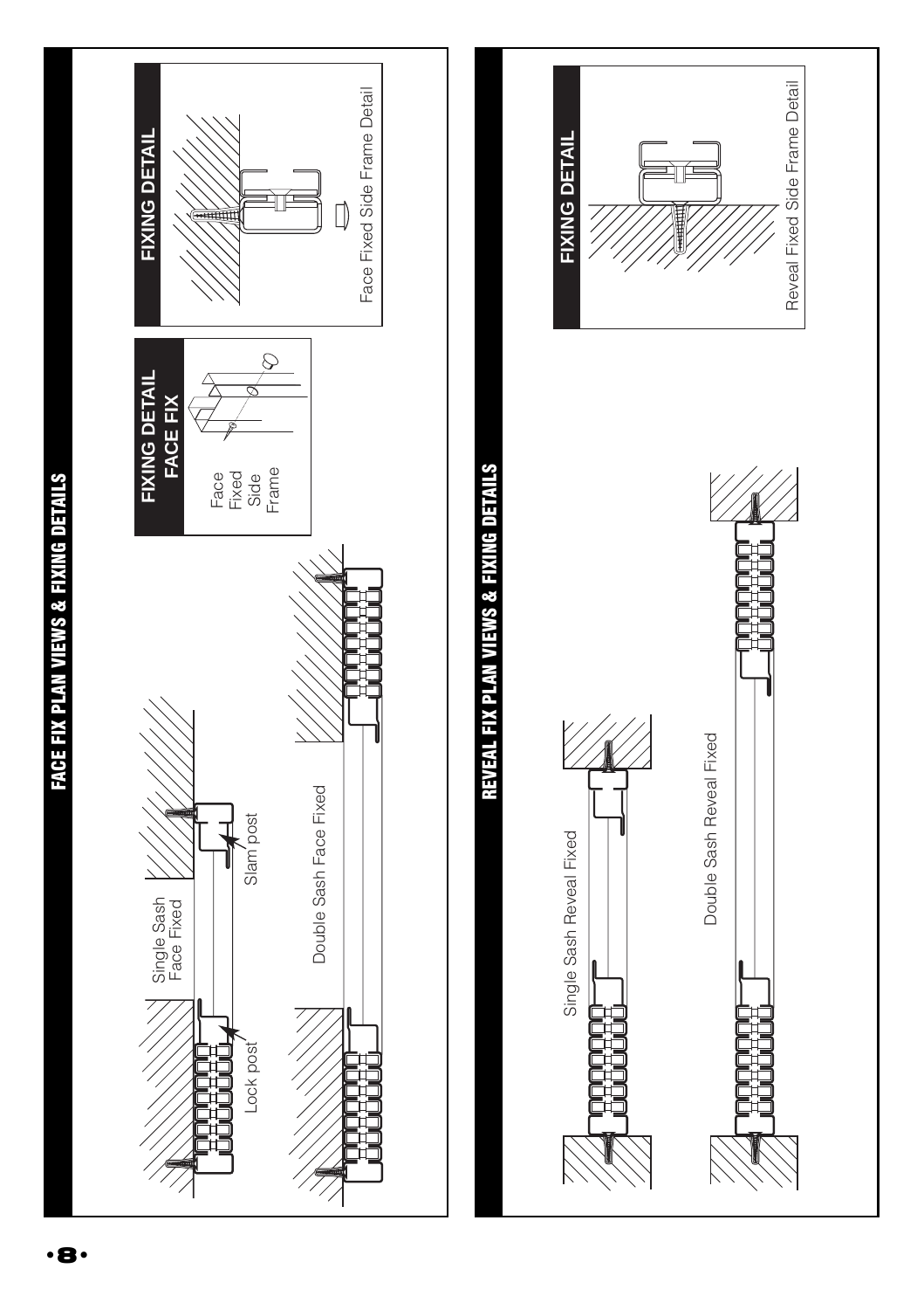## FACE FIX PLAN VIEWS & FIXING DETAILS

Single Sash Face Fixed

Lock post

Slam post

Double Sash Face Fixed

### FIXING DETAIL FACE FIX

Face Fixed Side Frame

### FIXING DETAIL

Face Fixed Side Frame Detail

## REVEAL FIX PLAN VIEWS & FIXING DETAILS

Single Sash Reveal Fixed

Double Sash Reveal Fixed

### FIXING DETAIL

Reveal Fixed Side Frame Detail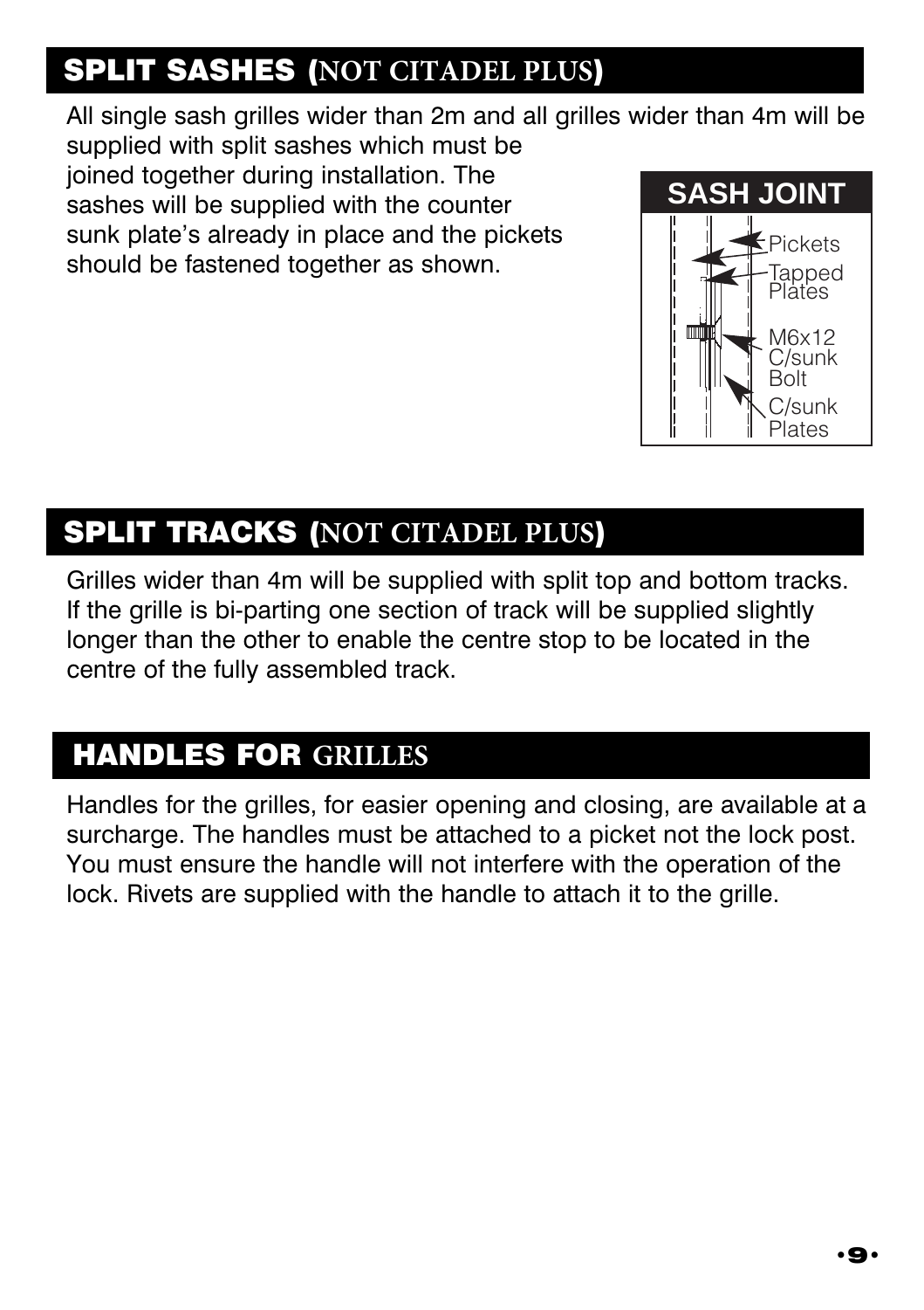## SPLIT SASHES (NOT CITADEL PLUS)

All single sash grilles wider than 2m and all grilles wider than 4m will be supplied with split sashes which must be joined together during installation. The sashes will be supplied with the counter sunk plate's already in place and the pickets should be fastened together as shown.

**SASH JOINT**

Pickets
Tapped Plates
M6x12 C/sunk Bolt
C/sunk Plates

## SPLIT TRACKS (NOT CITADEL PLUS)

Grilles wider than 4m will be supplied with split top and bottom tracks. If the grille is bi-parting one section of track will be supplied slightly longer than the other to enable the centre stop to be located in the centre of the fully assembled track.

## HANDLES FOR GRILLES

Handles for the grilles, for easier opening and closing, are available at a surcharge. The handles must be attached to a picket not the lock post. You must ensure the handle will not interfere with the operation of the lock. Rivets are supplied with the handle to attach it to the grille.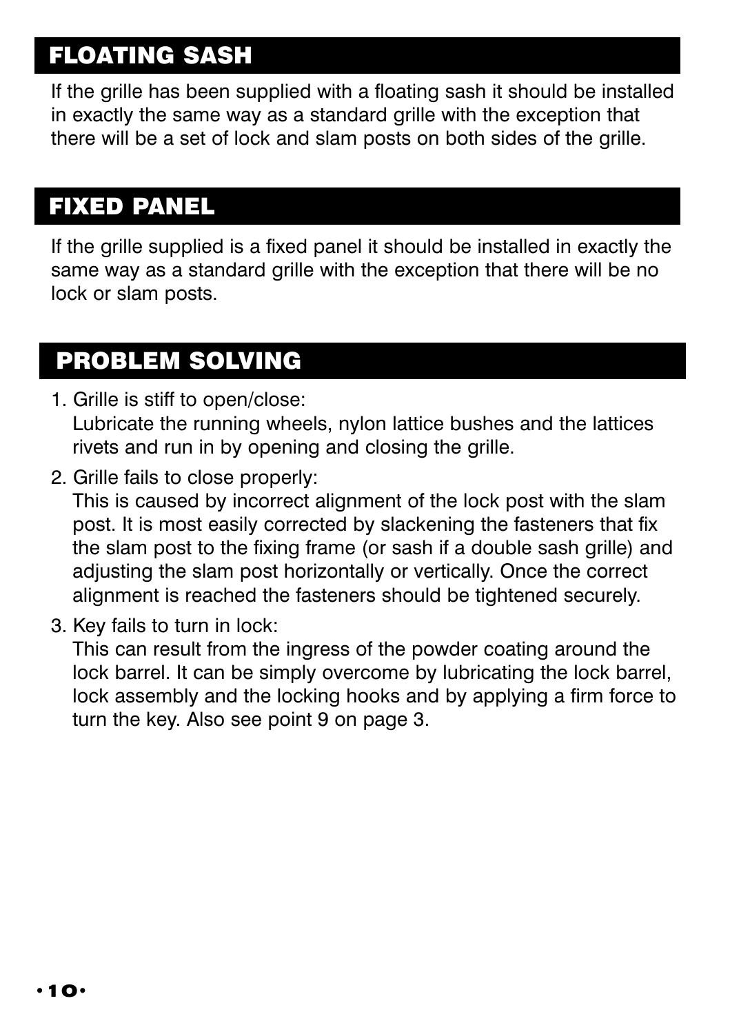## FLOATING SASH

If the grille has been supplied with a floating sash it should be installed in exactly the same way as a standard grille with the exception that there will be a set of lock and slam posts on both sides of the grille.

## FIXED PANEL

If the grille supplied is a fixed panel it should be installed in exactly the same way as a standard grille with the exception that there will be no lock or slam posts.

## PROBLEM SOLVING

1. Grille is stiff to open/close:
   Lubricate the running wheels, nylon lattice bushes and the lattices rivets and run in by opening and closing the grille.
2. Grille fails to close properly:
   This is caused by incorrect alignment of the lock post with the slam post. It is most easily corrected by slackening the fasteners that fix the slam post to the fixing frame (or sash if a double sash grille) and adjusting the slam post horizontally or vertically. Once the correct alignment is reached the fasteners should be tightened securely.
3. Key fails to turn in lock:
   This can result from the ingress of the powder coating around the lock barrel. It can be simply overcome by lubricating the lock barrel, lock assembly and the locking hooks and by applying a firm force to turn the key. Also see point 9 on page 3.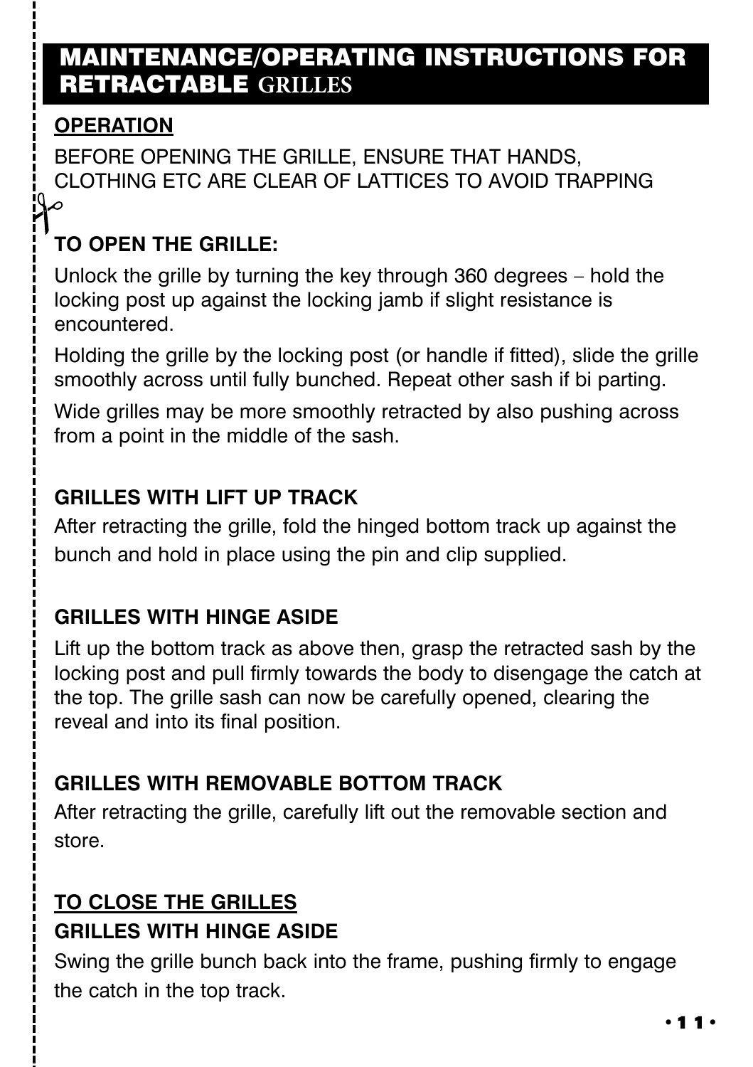## MAINTENANCE/OPERATING INSTRUCTIONS FOR RETRACTABLE GRILLES

**OPERATION**

BEFORE OPENING THE GRILLE, ENSURE THAT HANDS, CLOTHING ETC ARE CLEAR OF LATTICES TO AVOID TRAPPING

### TO OPEN THE GRILLE:

Unlock the grille by turning the key through 360 degrees – hold the locking post up against the locking jamb if slight resistance is encountered.

Holding the grille by the locking post (or handle if fitted), slide the grille smoothly across until fully bunched. Repeat other sash if bi parting.

Wide grilles may be more smoothly retracted by also pushing across from a point in the middle of the sash.

### GRILLES WITH LIFT UP TRACK

After retracting the grille, fold the hinged bottom track up against the bunch and hold in place using the pin and clip supplied.

### GRILLES WITH HINGE ASIDE

Lift up the bottom track as above then, grasp the retracted sash by the locking post and pull firmly towards the body to disengage the catch at the top. The grille sash can now be carefully opened, clearing the reveal and into its final position.

### GRILLES WITH REMOVABLE BOTTOM TRACK

After retracting the grille, carefully lift out the removable section and store.

**TO CLOSE THE GRILLES**

### GRILLES WITH HINGE ASIDE

Swing the grille bunch back into the frame, pushing firmly to engage the catch in the top track.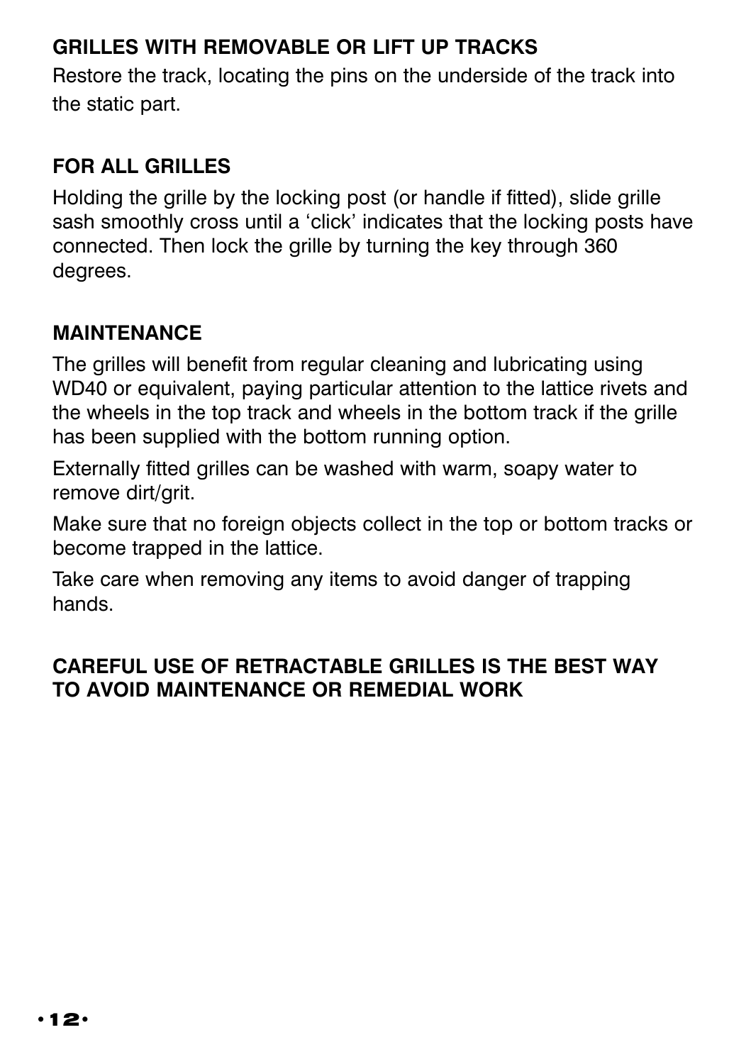### GRILLES WITH REMOVABLE OR LIFT UP TRACKS

Restore the track, locating the pins on the underside of the track into the static part.

### FOR ALL GRILLES

Holding the grille by the locking post (or handle if fitted), slide grille sash smoothly cross until a 'click' indicates that the locking posts have connected. Then lock the grille by turning the key through 360 degrees.

### MAINTENANCE

The grilles will benefit from regular cleaning and lubricating using WD40 or equivalent, paying particular attention to the lattice rivets and the wheels in the top track and wheels in the bottom track if the grille has been supplied with the bottom running option.

Externally fitted grilles can be washed with warm, soapy water to remove dirt/grit.

Make sure that no foreign objects collect in the top or bottom tracks or become trapped in the lattice.

Take care when removing any items to avoid danger of trapping hands.

**CAREFUL USE OF RETRACTABLE GRILLES IS THE BEST WAY TO AVOID MAINTENANCE OR REMEDIAL WORK**